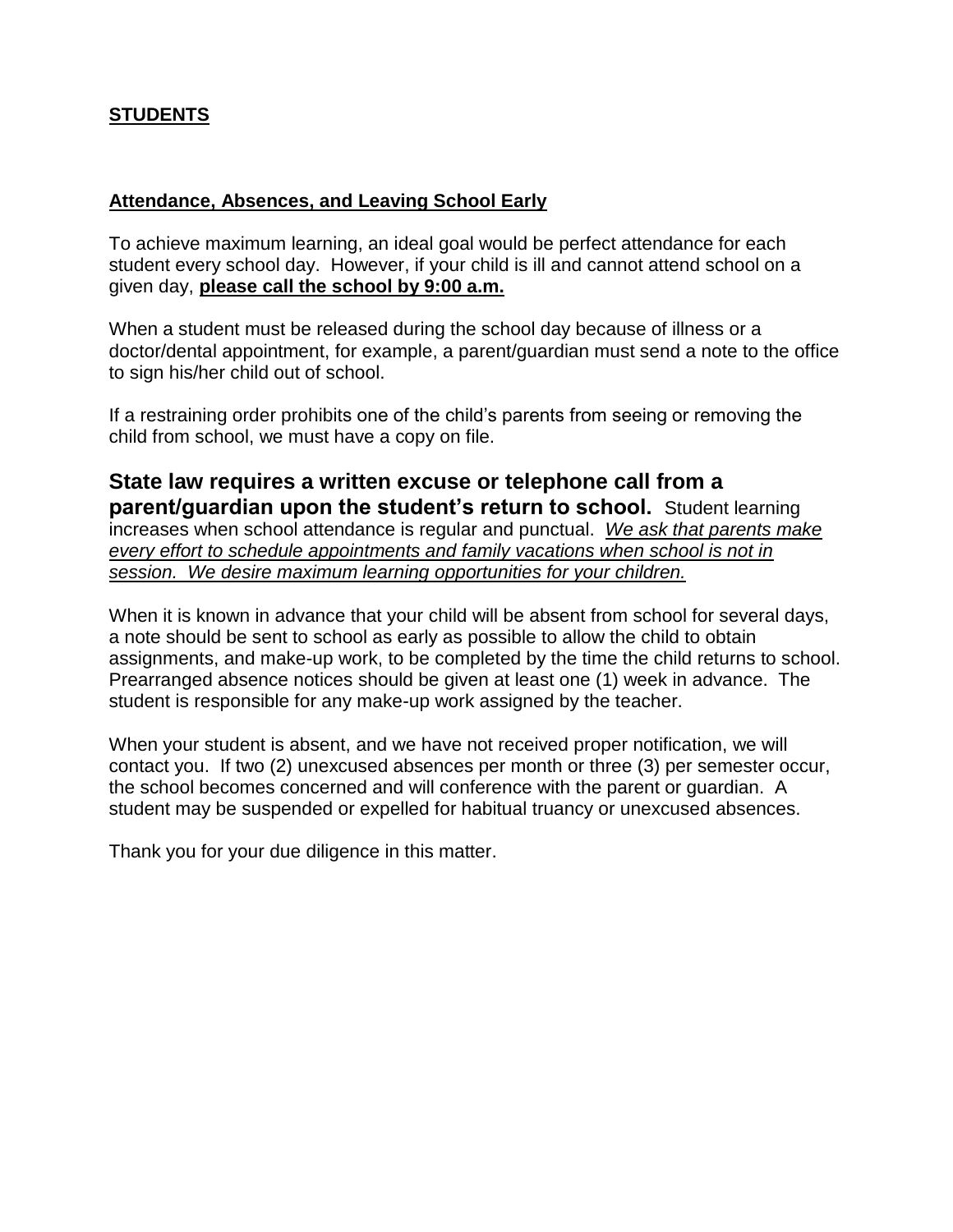**STUDENTS**

**Attendance, Absences, and Leaving School Early**

To achieve maximum learning, an ideal goal would be perfect attendance for each student every school day. However, if your child is ill and cannot attend school on a given day, **please call the school by 9:00 a.m.**

When a student must be released during the school day because of illness or a doctor/dental appointment, for example, a parent/guardian must send a note to the office to sign his/her child out of school.

If a restraining order prohibits one of the child's parents from seeing or removing the child from school, we must have a copy on file.

**State law requires a written excuse or telephone call from a parent/guardian upon the student's return to school.** Student learning increases when school attendance is regular and punctual. *We ask that parents make every effort to schedule appointments and family vacations when school is not in session. We desire maximum learning opportunities for your children.*

When it is known in advance that your child will be absent from school for several days, a note should be sent to school as early as possible to allow the child to obtain assignments, and make-up work, to be completed by the time the child returns to school. Prearranged absence notices should be given at least one (1) week in advance. The student is responsible for any make-up work assigned by the teacher.

When your student is absent, and we have not received proper notification, we will contact you. If two (2) unexcused absences per month or three (3) per semester occur, the school becomes concerned and will conference with the parent or guardian. A student may be suspended or expelled for habitual truancy or unexcused absences.

Thank you for your due diligence in this matter.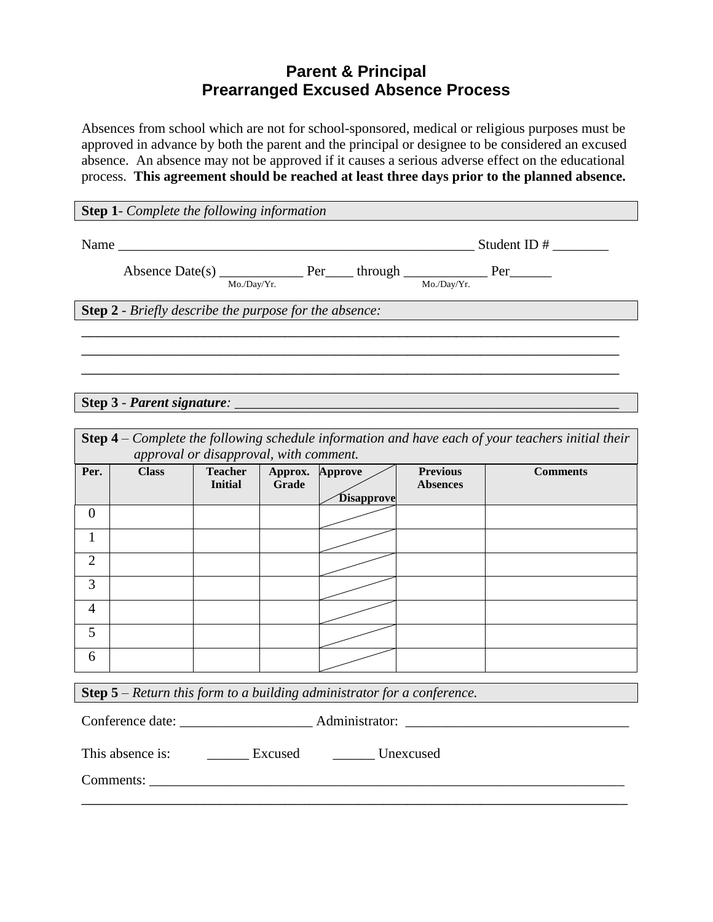# Parent & Principal
# Prearranged Excused Absence Process

Absences from school which are not for school-sponsored, medical or religious purposes must be approved in advance by both the parent and the principal or designee to be considered an excused absence. An absence may not be approved if it causes a serious adverse effect on the educational process. **This agreement should be reached at least three days prior to the planned absence.**

**Step 1**- *Complete the following information*

Name _____________________________________________________ Student ID # ________

Absence Date(s) ____________ Per____ through ____________ Per______
Mo./Day/Yr. Mo./Day/Yr.

**Step 2** - *Briefly describe the purpose for the absence:*

_________________________________________________________________________________
_________________________________________________________________________________
_________________________________________________________________________________

**Step 3** - ***Parent signature****:* ________________________________________________________

**Step 4** – *Complete the following schedule information and have each of your teachers initial their approval or disapproval, with comment.*

| Per. | Class | Teacher Initial | Approx. Grade | Approve / Disapprove | Previous Absences | Comments |
|---|---|---|---|---|---|---|
| 0 | | | | | | |
| 1 | | | | | | |
| 2 | | | | | | |
| 3 | | | | | | |
| 4 | | | | | | |
| 5 | | | | | | |
| 6 | | | | | | |

**Step 5** – *Return this form to a building administrator for a conference.*

Conference date: ___________________ Administrator: ________________________________

This absence is: ______ Excused ______ Unexcused

Comments: _________________________________________________________________________
_________________________________________________________________________________